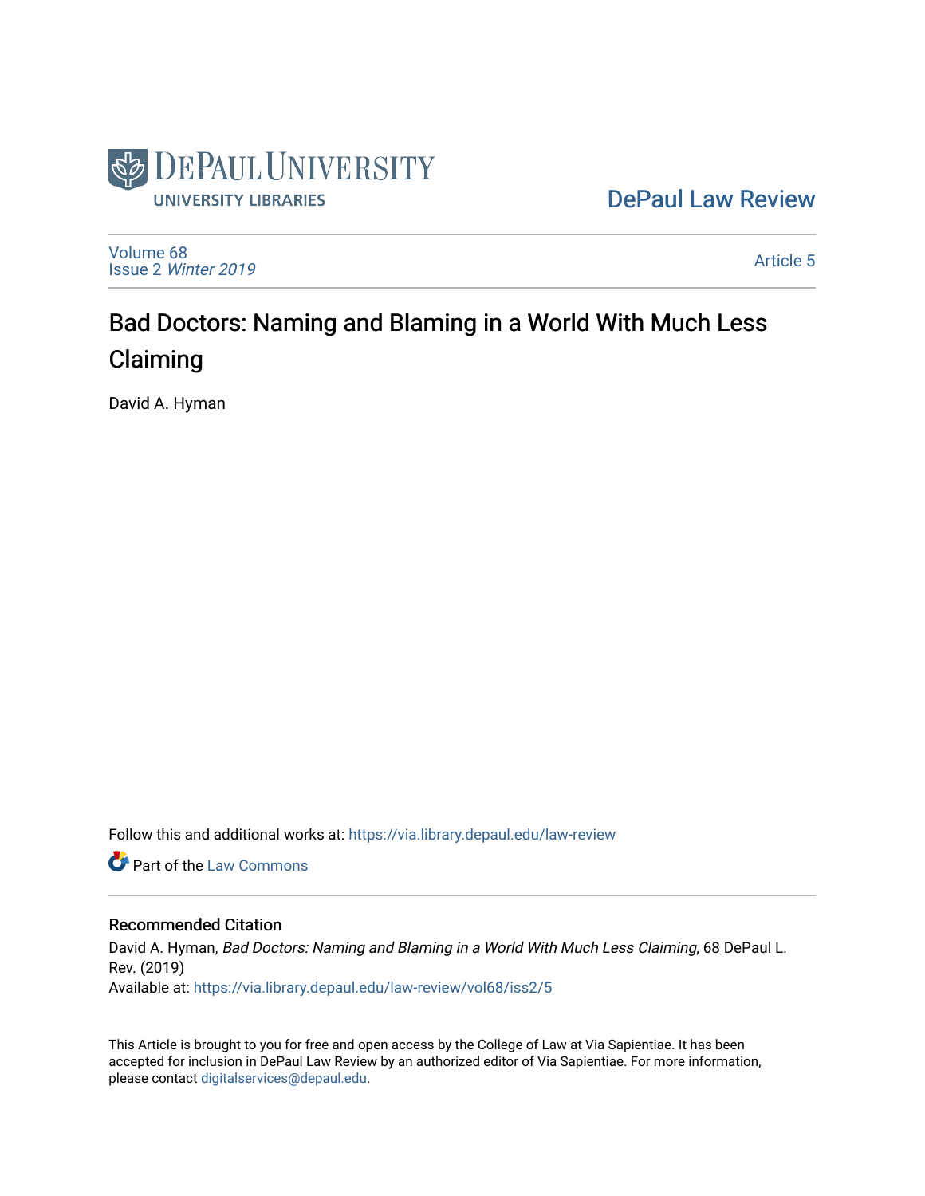DePaul University Libraries

DePaul Law Review

Volume 68
Issue 2 *Winter 2019*

Article 5

# Bad Doctors: Naming and Blaming in a World With Much Less Claiming

David A. Hyman

Follow this and additional works at: https://via.library.depaul.edu/law-review

Part of the Law Commons

## Recommended Citation

David A. Hyman, *Bad Doctors: Naming and Blaming in a World With Much Less Claiming*, 68 DePaul L. Rev. (2019)
Available at: https://via.library.depaul.edu/law-review/vol68/iss2/5

This Article is brought to you for free and open access by the College of Law at Via Sapientiae. It has been accepted for inclusion in DePaul Law Review by an authorized editor of Via Sapientiae. For more information, please contact digitalservices@depaul.edu.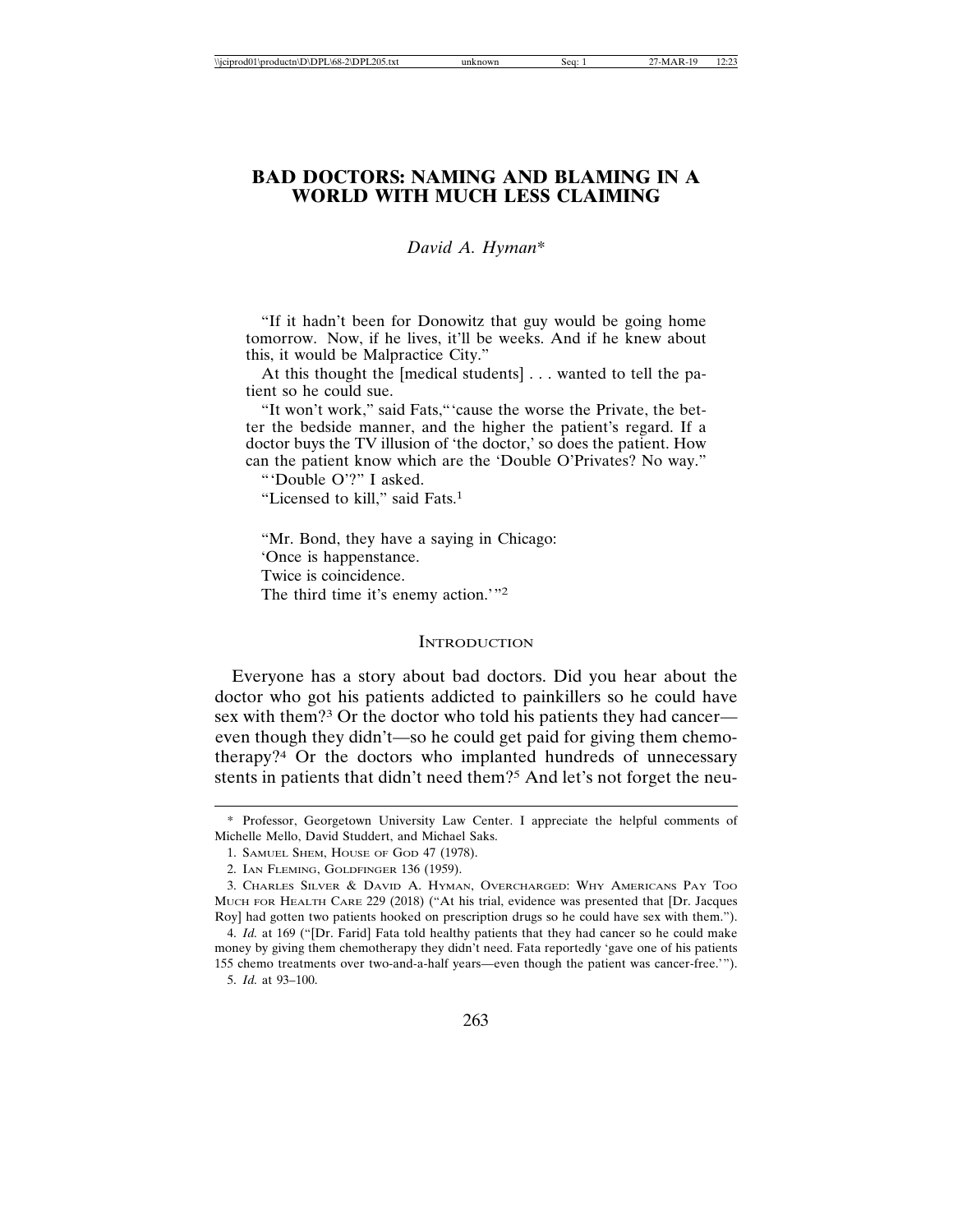# BAD DOCTORS: NAMING AND BLAMING IN A WORLD WITH MUCH LESS CLAIMING

*David A. Hyman**

"If it hadn't been for Donowitz that guy would be going home tomorrow. Now, if he lives, it'll be weeks. And if he knew about this, it would be Malpractice City."

At this thought the [medical students] . . . wanted to tell the patient so he could sue.

"It won't work," said Fats, "'cause the worse the Private, the better the bedside manner, and the higher the patient's regard. If a doctor buys the TV illusion of 'the doctor,' so does the patient. How can the patient know which are the 'Double O'Privates? No way."

"'Double O'?" I asked.

"Licensed to kill," said Fats.[1]

"Mr. Bond, they have a saying in Chicago:
'Once is happenstance.
Twice is coincidence.
The third time it's enemy action.'"[2]

## INTRODUCTION

Everyone has a story about bad doctors. Did you hear about the doctor who got his patients addicted to painkillers so he could have sex with them?[3] Or the doctor who told his patients they had cancer—even though they didn't—so he could get paid for giving them chemotherapy?[4] Or the doctors who implanted hundreds of unnecessary stents in patients that didn't need them?[5] And let's not forget the neu-

---

\* Professor, Georgetown University Law Center. I appreciate the helpful comments of Michelle Mello, David Studdert, and Michael Saks.

1. SAMUEL SHEM, HOUSE OF GOD 47 (1978).

2. IAN FLEMING, GOLDFINGER 136 (1959).

3. CHARLES SILVER & DAVID A. HYMAN, OVERCHARGED: WHY AMERICANS PAY TOO MUCH FOR HEALTH CARE 229 (2018) ("At his trial, evidence was presented that [Dr. Jacques Roy] had gotten two patients hooked on prescription drugs so he could have sex with them.").

4. *Id.* at 169 ("[Dr. Farid] Fata told healthy patients that they had cancer so he could make money by giving them chemotherapy they didn't need. Fata reportedly 'gave one of his patients 155 chemo treatments over two-and-a-half years—even though the patient was cancer-free.'").

5. *Id.* at 93–100.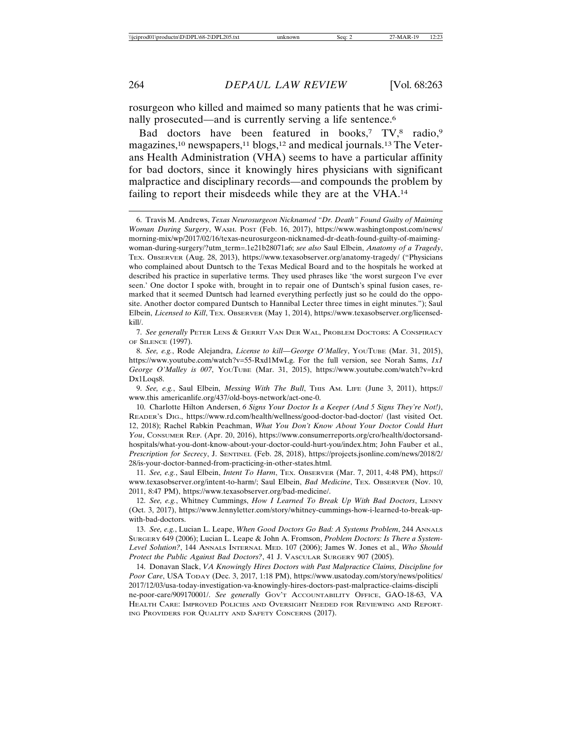rosurgeon who killed and maimed so many patients that he was criminally prosecuted—and is currently serving a life sentence.[6]

Bad doctors have been featured in books,[7] TV,[8] radio,[9] magazines,[10] newspapers,[11] blogs,[12] and medical journals.[13] The Veterans Health Administration (VHA) seems to have a particular affinity for bad doctors, since it knowingly hires physicians with significant malpractice and disciplinary records—and compounds the problem by failing to report their misdeeds while they are at the VHA.[14]

6. Travis M. Andrews, *Texas Neurosurgeon Nicknamed "Dr. Death" Found Guilty of Maiming Woman During Surgery*, WASH. POST (Feb. 16, 2017), https://www.washingtonpost.com/news/morning-mix/wp/2017/02/16/texas-neurosurgeon-nicknamed-dr-death-found-guilty-of-maiming-woman-during-surgery/?utm_term=.1e21b28071a6; *see also* Saul Elbein, *Anatomy of a Tragedy*, TEX. OBSERVER (Aug. 28, 2013), https://www.texasobserver.org/anatomy-tragedy/ ("Physicians who complained about Duntsch to the Texas Medical Board and to the hospitals he worked at described his practice in superlative terms. They used phrases like 'the worst surgeon I've ever seen.' One doctor I spoke with, brought in to repair one of Duntsch's spinal fusion cases, remarked that it seemed Duntsch had learned everything perfectly just so he could do the opposite. Another doctor compared Duntsch to Hannibal Lecter three times in eight minutes."); Saul Elbein, *Licensed to Kill*, TEX. OBSERVER (May 1, 2014), https://www.texasobserver.org/licensed-kill/.

7. *See generally* PETER LENS & GERRIT VAN DER WAL, PROBLEM DOCTORS: A CONSPIRACY OF SILENCE (1997).

8. *See, e.g.*, Rode Alejandra, *License to kill—George O'Malley*, YOUTUBE (Mar. 31, 2015), https://www.youtube.com/watch?v=55-Rxd1MwLg. For the full version, see Norah Sams, *1x1 George O'Malley is 007*, YOUTUBE (Mar. 31, 2015), https://www.youtube.com/watch?v=krdDx1Loqs8.

9. *See, e.g.*, Saul Elbein, *Messing With The Bull*, THIS AM. LIFE (June 3, 2011), https://www.this americanlife.org/437/old-boys-network/act-one-0.

10. Charlotte Hilton Andersen, *6 Signs Your Doctor Is a Keeper (And 5 Signs They're Not!)*, READER'S DIG., https://www.rd.com/health/wellness/good-doctor-bad-doctor/ (last visited Oct. 12, 2018); Rachel Rabkin Peachman, *What You Don't Know About Your Doctor Could Hurt You*, CONSUMER REP. (Apr. 20, 2016), https://www.consumerreports.org/cro/health/doctorsand-hospitals/what-you-dont-know-about-your-doctor-could-hurt-you/index.htm; John Fauber et al., *Prescription for Secrecy*, J. SENTINEL (Feb. 28, 2018), https://projects.jsonline.com/news/2018/2/28/is-your-doctor-banned-from-practicing-in-other-states.html.

11. *See, e.g.*, Saul Elbein, *Intent To Harm*, TEX. OBSERVER (Mar. 7, 2011, 4:48 PM), https://www.texasobserver.org/intent-to-harm/; Saul Elbein, *Bad Medicine*, TEX. OBSERVER (Nov. 10, 2011, 8:47 PM), https://www.texasobserver.org/bad-medicine/.

12. *See, e.g.*, Whitney Cummings, *How I Learned To Break Up With Bad Doctors*, LENNY (Oct. 3, 2017), https://www.lennyletter.com/story/whitney-cummings-how-i-learned-to-break-up-with-bad-doctors.

13. *See, e.g.*, Lucian L. Leape, *When Good Doctors Go Bad: A Systems Problem*, 244 ANNALS SURGERY 649 (2006); Lucian L. Leape & John A. Fromson, *Problem Doctors: Is There a System-Level Solution?*, 144 ANNALS INTERNAL MED. 107 (2006); James W. Jones et al., *Who Should Protect the Public Against Bad Doctors?*, 41 J. VASCULAR SURGERY 907 (2005).

14. Donavan Slack, *VA Knowingly Hires Doctors with Past Malpractice Claims, Discipline for Poor Care*, USA TODAY (Dec. 3, 2017, 1:18 PM), https://www.usatoday.com/story/news/politics/2017/12/03/usa-today-investigation-va-knowingly-hires-doctors-past-malpractice-claims-discipline-poor-care/909170001/. *See generally* GOV'T ACCOUNTABILITY OFFICE, GAO-18-63, VA HEALTH CARE: IMPROVED POLICIES AND OVERSIGHT NEEDED FOR REVIEWING AND REPORTING PROVIDERS FOR QUALITY AND SAFETY CONCERNS (2017).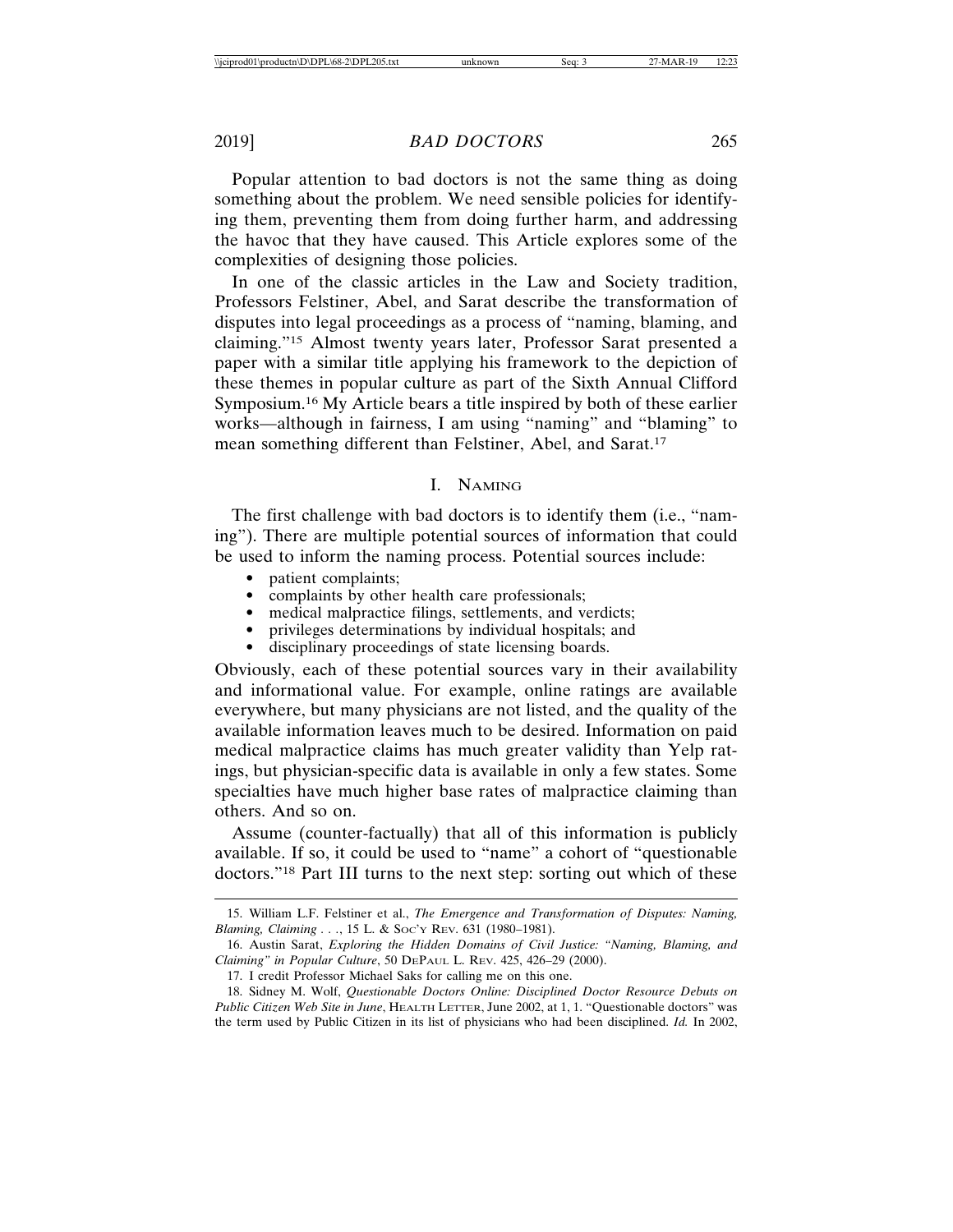Popular attention to bad doctors is not the same thing as doing something about the problem. We need sensible policies for identifying them, preventing them from doing further harm, and addressing the havoc that they have caused. This Article explores some of the complexities of designing those policies.

In one of the classic articles in the Law and Society tradition, Professors Felstiner, Abel, and Sarat describe the transformation of disputes into legal proceedings as a process of "naming, blaming, and claiming."[15] Almost twenty years later, Professor Sarat presented a paper with a similar title applying his framework to the depiction of these themes in popular culture as part of the Sixth Annual Clifford Symposium.[16] My Article bears a title inspired by both of these earlier works—although in fairness, I am using "naming" and "blaming" to mean something different than Felstiner, Abel, and Sarat.[17]

## I. Naming

The first challenge with bad doctors is to identify them (i.e., "naming"). There are multiple potential sources of information that could be used to inform the naming process. Potential sources include:

- patient complaints;
- complaints by other health care professionals;
- medical malpractice filings, settlements, and verdicts;
- privileges determinations by individual hospitals; and
- disciplinary proceedings of state licensing boards.

Obviously, each of these potential sources vary in their availability and informational value. For example, online ratings are available everywhere, but many physicians are not listed, and the quality of the available information leaves much to be desired. Information on paid medical malpractice claims has much greater validity than Yelp ratings, but physician-specific data is available in only a few states. Some specialties have much higher base rates of malpractice claiming than others. And so on.

Assume (counter-factually) that all of this information is publicly available. If so, it could be used to "name" a cohort of "questionable doctors."[18] Part III turns to the next step: sorting out which of these

---

15. William L.F. Felstiner et al., *The Emergence and Transformation of Disputes: Naming, Blaming, Claiming . . .*, 15 L. & Soc'y Rev. 631 (1980–1981).

16. Austin Sarat, *Exploring the Hidden Domains of Civil Justice: "Naming, Blaming, and Claiming" in Popular Culture*, 50 DePaul L. Rev. 425, 426–29 (2000).

17. I credit Professor Michael Saks for calling me on this one.

18. Sidney M. Wolf, *Questionable Doctors Online: Disciplined Doctor Resource Debuts on Public Citizen Web Site in June*, Health Letter, June 2002, at 1, 1. "Questionable doctors" was the term used by Public Citizen in its list of physicians who had been disciplined. *Id.* In 2002,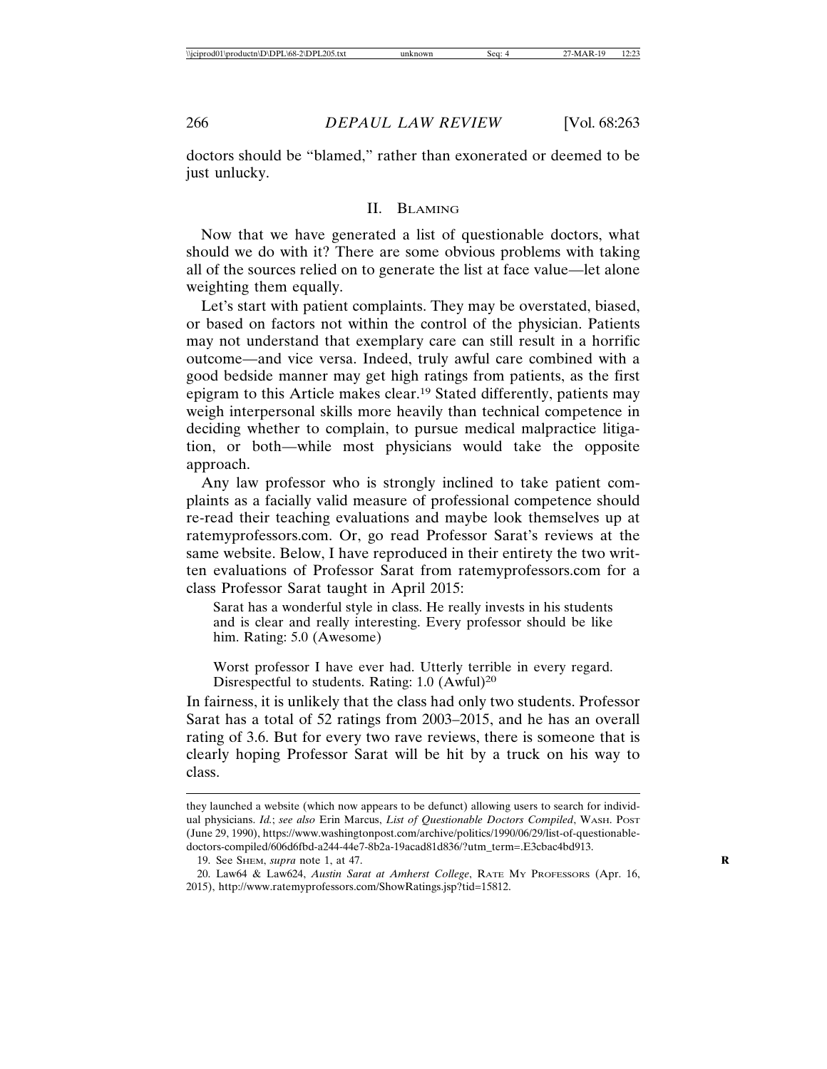doctors should be "blamed," rather than exonerated or deemed to be just unlucky.

## II. Blaming

Now that we have generated a list of questionable doctors, what should we do with it? There are some obvious problems with taking all of the sources relied on to generate the list at face value—let alone weighting them equally.

Let's start with patient complaints. They may be overstated, biased, or based on factors not within the control of the physician. Patients may not understand that exemplary care can still result in a horrific outcome—and vice versa. Indeed, truly awful care combined with a good bedside manner may get high ratings from patients, as the first epigram to this Article makes clear.[19] Stated differently, patients may weigh interpersonal skills more heavily than technical competence in deciding whether to complain, to pursue medical malpractice litigation, or both—while most physicians would take the opposite approach.

Any law professor who is strongly inclined to take patient complaints as a facially valid measure of professional competence should re-read their teaching evaluations and maybe look themselves up at ratemyprofessors.com. Or, go read Professor Sarat's reviews at the same website. Below, I have reproduced in their entirety the two written evaluations of Professor Sarat from ratemyprofessors.com for a class Professor Sarat taught in April 2015:

> Sarat has a wonderful style in class. He really invests in his students and is clear and really interesting. Every professor should be like him. Rating: 5.0 (Awesome)
>
> Worst professor I have ever had. Utterly terrible in every regard. Disrespectful to students. Rating: 1.0 (Awful)[20]

In fairness, it is unlikely that the class had only two students. Professor Sarat has a total of 52 ratings from 2003–2015, and he has an overall rating of 3.6. But for every two rave reviews, there is someone that is clearly hoping Professor Sarat will be hit by a truck on his way to class.

---

they launched a website (which now appears to be defunct) allowing users to search for individual physicians. *Id.*; *see also* Erin Marcus, *List of Questionable Doctors Compiled*, Wash. Post (June 29, 1990), https://www.washingtonpost.com/archive/politics/1990/06/29/list-of-questionable-doctors-compiled/606d6fbd-a244-44e7-8b2a-19acad81d836/?utm_term=.E3cbac4bd913.

19. See Shem, *supra* note 1, at 47.

20. Law64 & Law624, *Austin Sarat at Amherst College*, Rate My Professors (Apr. 16, 2015), http://www.ratemyprofessors.com/ShowRatings.jsp?tid=15812.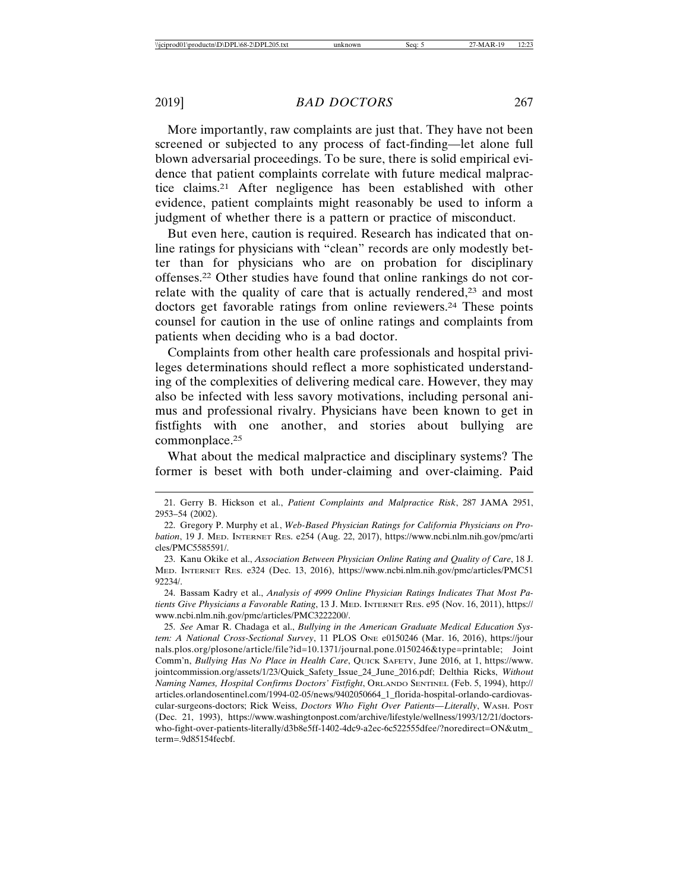More importantly, raw complaints are just that. They have not been screened or subjected to any process of fact-finding—let alone full blown adversarial proceedings. To be sure, there is solid empirical evidence that patient complaints correlate with future medical malpractice claims.[21] After negligence has been established with other evidence, patient complaints might reasonably be used to inform a judgment of whether there is a pattern or practice of misconduct.

But even here, caution is required. Research has indicated that online ratings for physicians with "clean" records are only modestly better than for physicians who are on probation for disciplinary offenses.[22] Other studies have found that online rankings do not correlate with the quality of care that is actually rendered,[23] and most doctors get favorable ratings from online reviewers.[24] These points counsel for caution in the use of online ratings and complaints from patients when deciding who is a bad doctor.

Complaints from other health care professionals and hospital privileges determinations should reflect a more sophisticated understanding of the complexities of delivering medical care. However, they may also be infected with less savory motivations, including personal animus and professional rivalry. Physicians have been known to get in fistfights with one another, and stories about bullying are commonplace.[25]

What about the medical malpractice and disciplinary systems? The former is beset with both under-claiming and over-claiming. Paid

---

21. Gerry B. Hickson et al., *Patient Complaints and Malpractice Risk*, 287 JAMA 2951, 2953–54 (2002).

22. Gregory P. Murphy et al., *Web-Based Physician Ratings for California Physicians on Probation*, 19 J. MED. INTERNET RES. e254 (Aug. 22, 2017), https://www.ncbi.nlm.nih.gov/pmc/articles/PMC5585591/.

23. Kanu Okike et al., *Association Between Physician Online Rating and Quality of Care*, 18 J. MED. INTERNET RES. e324 (Dec. 13, 2016), https://www.ncbi.nlm.nih.gov/pmc/articles/PMC5192234/.

24. Bassam Kadry et al., *Analysis of 4999 Online Physician Ratings Indicates That Most Patients Give Physicians a Favorable Rating*, 13 J. MED. INTERNET RES. e95 (Nov. 16, 2011), https://www.ncbi.nlm.nih.gov/pmc/articles/PMC3222200/.

25. *See* Amar R. Chadaga et al., *Bullying in the American Graduate Medical Education System: A National Cross-Sectional Survey*, 11 PLOS ONE e0150246 (Mar. 16, 2016), https://journals.plos.org/plosone/article/file?id=10.1371/journal.pone.0150246&type=printable; Joint Comm'n, *Bullying Has No Place in Health Care*, QUICK SAFETY, June 2016, at 1, https://www.jointcommission.org/assets/1/23/Quick_Safety_Issue_24_June_2016.pdf; Delthia Ricks, *Without Naming Names, Hospital Confirms Doctors' Fistfight*, ORLANDO SENTINEL (Feb. 5, 1994), http://articles.orlandosentinel.com/1994-02-05/news/9402050664_1_florida-hospital-orlando-cardiovascular-surgeons-doctors; Rick Weiss, *Doctors Who Fight Over Patients—Literally*, WASH. POST (Dec. 21, 1993), https://www.washingtonpost.com/archive/lifestyle/wellness/1993/12/21/doctors-who-fight-over-patients-literally/d3b8e5ff-1402-4dc9-a2ec-6c522555dfee/?noredirect=ON&utm_term=.9d85154fecbf.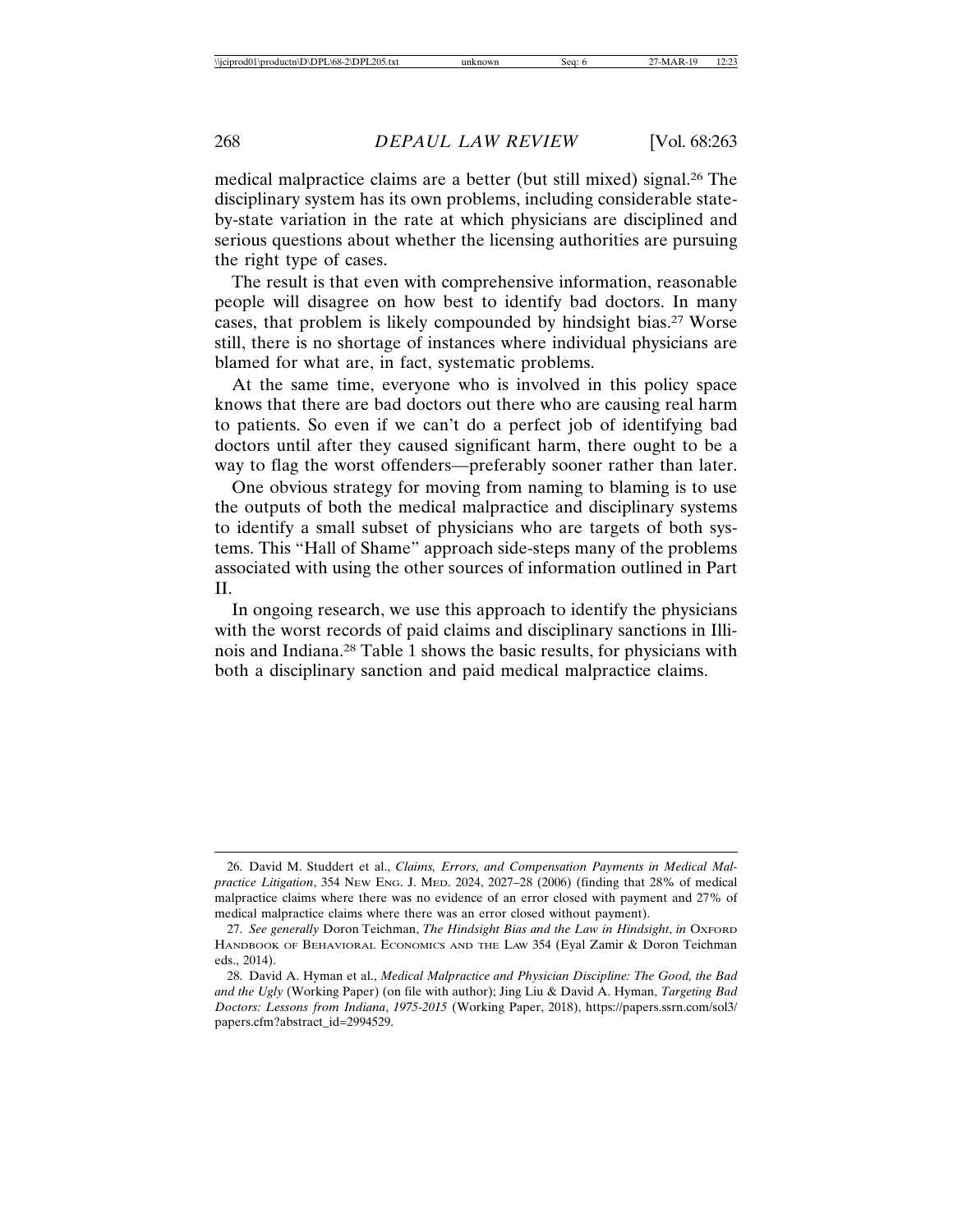medical malpractice claims are a better (but still mixed) signal.[26] The disciplinary system has its own problems, including considerable state-by-state variation in the rate at which physicians are disciplined and serious questions about whether the licensing authorities are pursuing the right type of cases.

The result is that even with comprehensive information, reasonable people will disagree on how best to identify bad doctors. In many cases, that problem is likely compounded by hindsight bias.[27] Worse still, there is no shortage of instances where individual physicians are blamed for what are, in fact, systematic problems.

At the same time, everyone who is involved in this policy space knows that there are bad doctors out there who are causing real harm to patients. So even if we can't do a perfect job of identifying bad doctors until after they caused significant harm, there ought to be a way to flag the worst offenders—preferably sooner rather than later.

One obvious strategy for moving from naming to blaming is to use the outputs of both the medical malpractice and disciplinary systems to identify a small subset of physicians who are targets of both systems. This "Hall of Shame" approach side-steps many of the problems associated with using the other sources of information outlined in Part II.

In ongoing research, we use this approach to identify the physicians with the worst records of paid claims and disciplinary sanctions in Illinois and Indiana.[28] Table 1 shows the basic results, for physicians with both a disciplinary sanction and paid medical malpractice claims.

---

26. David M. Studdert et al., *Claims, Errors, and Compensation Payments in Medical Malpractice Litigation*, 354 New Eng. J. Med. 2024, 2027–28 (2006) (finding that 28% of medical malpractice claims where there was no evidence of an error closed with payment and 27% of medical malpractice claims where there was an error closed without payment).

27. *See generally* Doron Teichman, *The Hindsight Bias and the Law in Hindsight*, *in* Oxford Handbook of Behavioral Economics and the Law 354 (Eyal Zamir & Doron Teichman eds., 2014).

28. David A. Hyman et al., *Medical Malpractice and Physician Discipline: The Good, the Bad and the Ugly* (Working Paper) (on file with author); Jing Liu & David A. Hyman, *Targeting Bad Doctors: Lessons from Indiana, 1975-2015* (Working Paper, 2018), https://papers.ssrn.com/sol3/papers.cfm?abstract_id=2994529.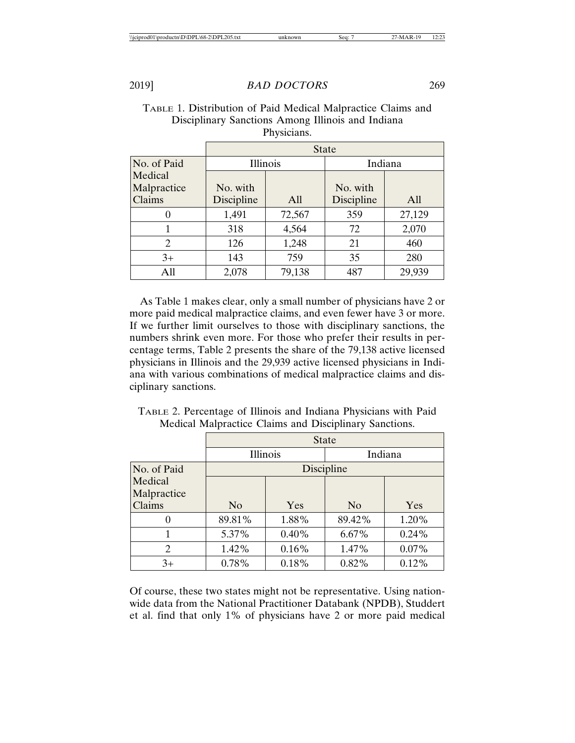TABLE 1. Distribution of Paid Medical Malpractice Claims and Disciplinary Sanctions Among Illinois and Indiana Physicians.

| | State | | | |
|---|---|---|---|---|
| | Illinois | | Indiana | |
| No. of Paid Medical Malpractice Claims | No. with Discipline | All | No. with Discipline | All |
| 0 | 1,491 | 72,567 | 359 | 27,129 |
| 1 | 318 | 4,564 | 72 | 2,070 |
| 2 | 126 | 1,248 | 21 | 460 |
| 3+ | 143 | 759 | 35 | 280 |
| All | 2,078 | 79,138 | 487 | 29,939 |

As Table 1 makes clear, only a small number of physicians have 2 or more paid medical malpractice claims, and even fewer have 3 or more. If we further limit ourselves to those with disciplinary sanctions, the numbers shrink even more. For those who prefer their results in percentage terms, Table 2 presents the share of the 79,138 active licensed physicians in Illinois and the 29,939 active licensed physicians in Indiana with various combinations of medical malpractice claims and disciplinary sanctions.

TABLE 2. Percentage of Illinois and Indiana Physicians with Paid Medical Malpractice Claims and Disciplinary Sanctions.

| | State | | | |
|---|---|---|---|---|
| | Illinois | | Indiana | |
| | Discipline | | | |
| No. of Paid Medical Malpractice Claims | No | Yes | No | Yes |
| 0 | 89.81% | 1.88% | 89.42% | 1.20% |
| 1 | 5.37% | 0.40% | 6.67% | 0.24% |
| 2 | 1.42% | 0.16% | 1.47% | 0.07% |
| 3+ | 0.78% | 0.18% | 0.82% | 0.12% |

Of course, these two states might not be representative. Using nationwide data from the National Practitioner Databank (NPDB), Studdert et al. find that only 1% of physicians have 2 or more paid medical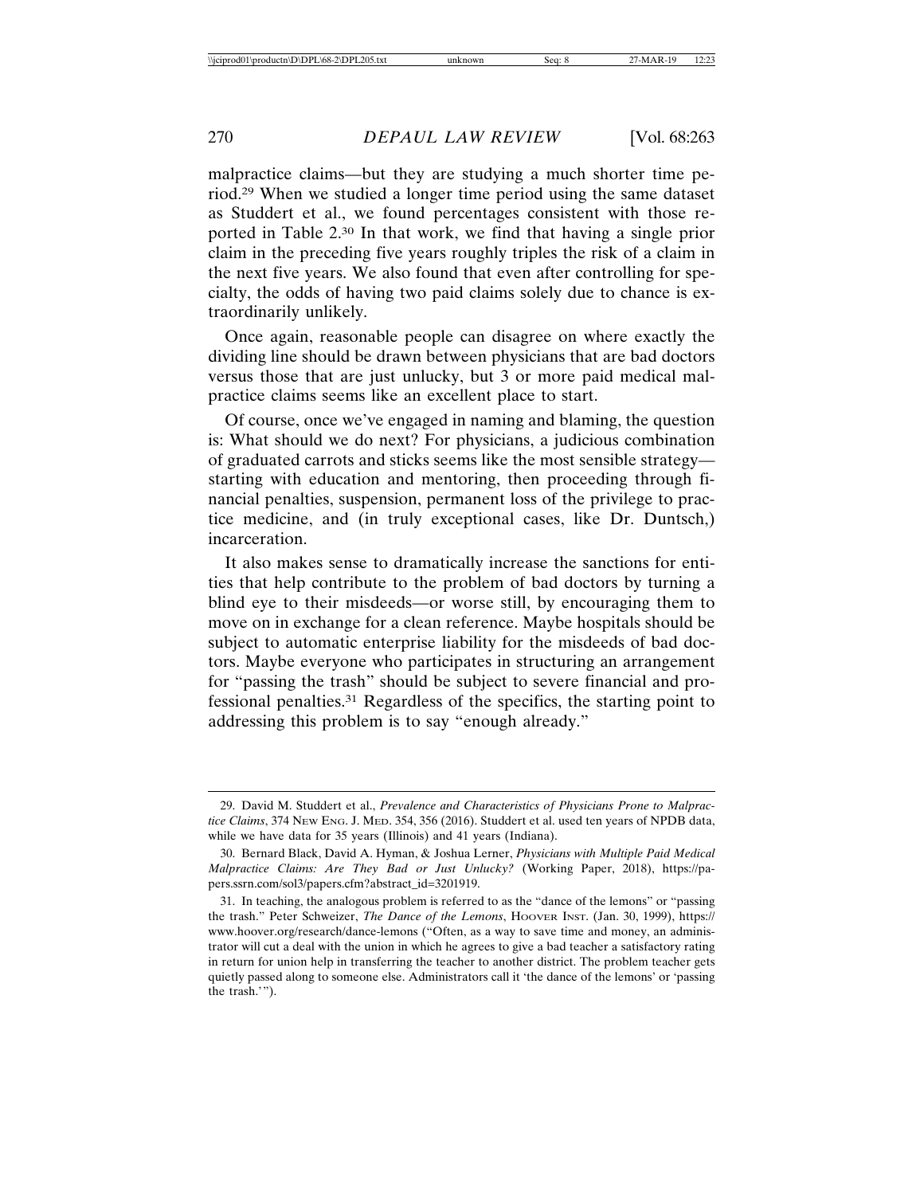malpractice claims—but they are studying a much shorter time period.[29] When we studied a longer time period using the same dataset as Studdert et al., we found percentages consistent with those reported in Table 2.[30] In that work, we find that having a single prior claim in the preceding five years roughly triples the risk of a claim in the next five years. We also found that even after controlling for specialty, the odds of having two paid claims solely due to chance is extraordinarily unlikely.

Once again, reasonable people can disagree on where exactly the dividing line should be drawn between physicians that are bad doctors versus those that are just unlucky, but 3 or more paid medical malpractice claims seems like an excellent place to start.

Of course, once we've engaged in naming and blaming, the question is: What should we do next? For physicians, a judicious combination of graduated carrots and sticks seems like the most sensible strategy—starting with education and mentoring, then proceeding through financial penalties, suspension, permanent loss of the privilege to practice medicine, and (in truly exceptional cases, like Dr. Duntsch,) incarceration.

It also makes sense to dramatically increase the sanctions for entities that help contribute to the problem of bad doctors by turning a blind eye to their misdeeds—or worse still, by encouraging them to move on in exchange for a clean reference. Maybe hospitals should be subject to automatic enterprise liability for the misdeeds of bad doctors. Maybe everyone who participates in structuring an arrangement for "passing the trash" should be subject to severe financial and professional penalties.[31] Regardless of the specifics, the starting point to addressing this problem is to say "enough already."

---

29. David M. Studdert et al., *Prevalence and Characteristics of Physicians Prone to Malpractice Claims*, 374 NEW ENG. J. MED. 354, 356 (2016). Studdert et al. used ten years of NPDB data, while we have data for 35 years (Illinois) and 41 years (Indiana).

30. Bernard Black, David A. Hyman, & Joshua Lerner, *Physicians with Multiple Paid Medical Malpractice Claims: Are They Bad or Just Unlucky?* (Working Paper, 2018), https://papers.ssrn.com/sol3/papers.cfm?abstract_id=3201919.

31. In teaching, the analogous problem is referred to as the "dance of the lemons" or "passing the trash." Peter Schweizer, *The Dance of the Lemons*, HOOVER INST. (Jan. 30, 1999), https://www.hoover.org/research/dance-lemons ("Often, as a way to save time and money, an administrator will cut a deal with the union in which he agrees to give a bad teacher a satisfactory rating in return for union help in transferring the teacher to another district. The problem teacher gets quietly passed along to someone else. Administrators call it 'the dance of the lemons' or 'passing the trash.'").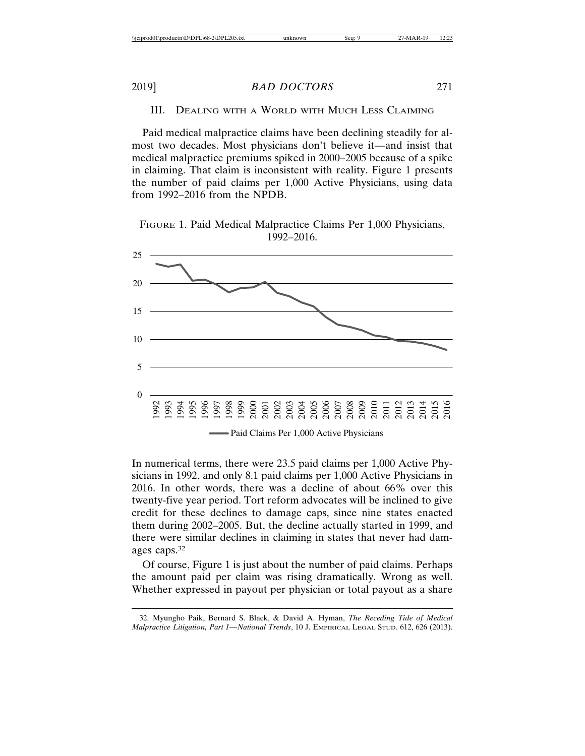### III. Dealing with a World with Much Less Claiming

Paid medical malpractice claims have been declining steadily for almost two decades. Most physicians don't believe it—and insist that medical malpractice premiums spiked in 2000–2005 because of a spike in claiming. That claim is inconsistent with reality. Figure 1 presents the number of paid claims per 1,000 Active Physicians, using data from 1992–2016 from the NPDB.

Figure 1. Paid Medical Malpractice Claims Per 1,000 Physicians, 1992–2016.

25
20
15
10
5
0

1992 1993 1994 1995 1996 1997 1998 1999 2000 2001 2002 2003 2004 2005 2006 2007 2008 2009 2010 2011 2012 2013 2014 2015 2016

Paid Claims Per 1,000 Active Physicians

In numerical terms, there were 23.5 paid claims per 1,000 Active Physicians in 1992, and only 8.1 paid claims per 1,000 Active Physicians in 2016. In other words, there was a decline of about 66% over this twenty-five year period. Tort reform advocates will be inclined to give credit for these declines to damage caps, since nine states enacted them during 2002–2005. But, the decline actually started in 1999, and there were similar declines in claiming in states that never had damages caps.[32]

Of course, Figure 1 is just about the number of paid claims. Perhaps the amount paid per claim was rising dramatically. Wrong as well. Whether expressed in payout per physician or total payout as a share

32. Myungho Paik, Bernard S. Black, & David A. Hyman, *The Receding Tide of Medical Malpractice Litigation, Part 1—National Trends*, 10 J. Empirical Legal Stud. 612, 626 (2013).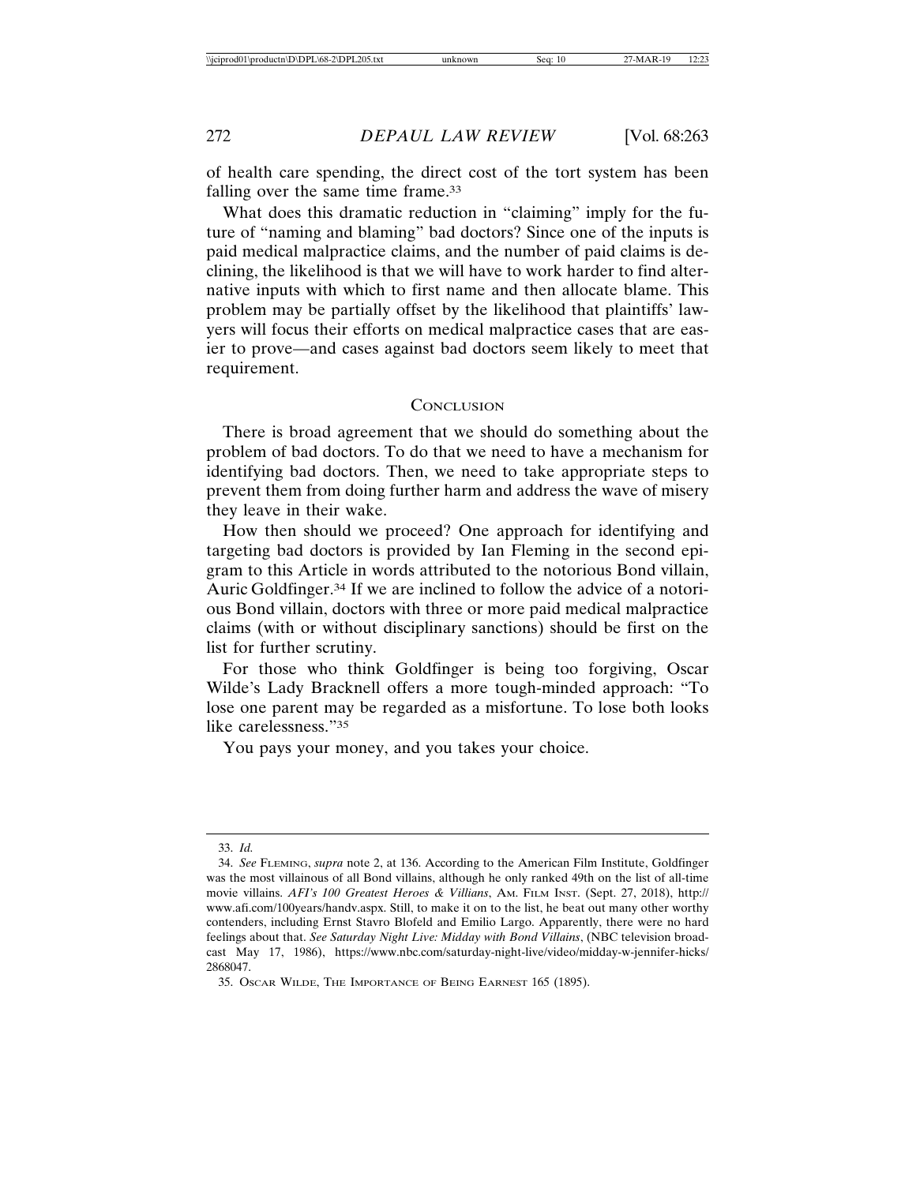of health care spending, the direct cost of the tort system has been falling over the same time frame.[33]

What does this dramatic reduction in "claiming" imply for the future of "naming and blaming" bad doctors? Since one of the inputs is paid medical malpractice claims, and the number of paid claims is declining, the likelihood is that we will have to work harder to find alternative inputs with which to first name and then allocate blame. This problem may be partially offset by the likelihood that plaintiffs' lawyers will focus their efforts on medical malpractice cases that are easier to prove—and cases against bad doctors seem likely to meet that requirement.

## Conclusion

There is broad agreement that we should do something about the problem of bad doctors. To do that we need to have a mechanism for identifying bad doctors. Then, we need to take appropriate steps to prevent them from doing further harm and address the wave of misery they leave in their wake.

How then should we proceed? One approach for identifying and targeting bad doctors is provided by Ian Fleming in the second epigram to this Article in words attributed to the notorious Bond villain, Auric Goldfinger.[34] If we are inclined to follow the advice of a notorious Bond villain, doctors with three or more paid medical malpractice claims (with or without disciplinary sanctions) should be first on the list for further scrutiny.

For those who think Goldfinger is being too forgiving, Oscar Wilde's Lady Bracknell offers a more tough-minded approach: "To lose one parent may be regarded as a misfortune. To lose both looks like carelessness."[35]

You pays your money, and you takes your choice.

---

33. *Id.*

34. *See* Fleming, *supra* note 2, at 136. According to the American Film Institute, Goldfinger was the most villainous of all Bond villains, although he only ranked 49th on the list of all-time movie villains. *AFI's 100 Greatest Heroes & Villians*, Am. Film Inst. (Sept. 27, 2018), http://www.afi.com/100years/handv.aspx. Still, to make it on to the list, he beat out many other worthy contenders, including Ernst Stavro Blofeld and Emilio Largo. Apparently, there were no hard feelings about that. *See Saturday Night Live: Midday with Bond Villains*, (NBC television broadcast May 17, 1986), https://www.nbc.com/saturday-night-live/video/midday-w-jennifer-hicks/2868047.

35. Oscar Wilde, The Importance of Being Earnest 165 (1895).